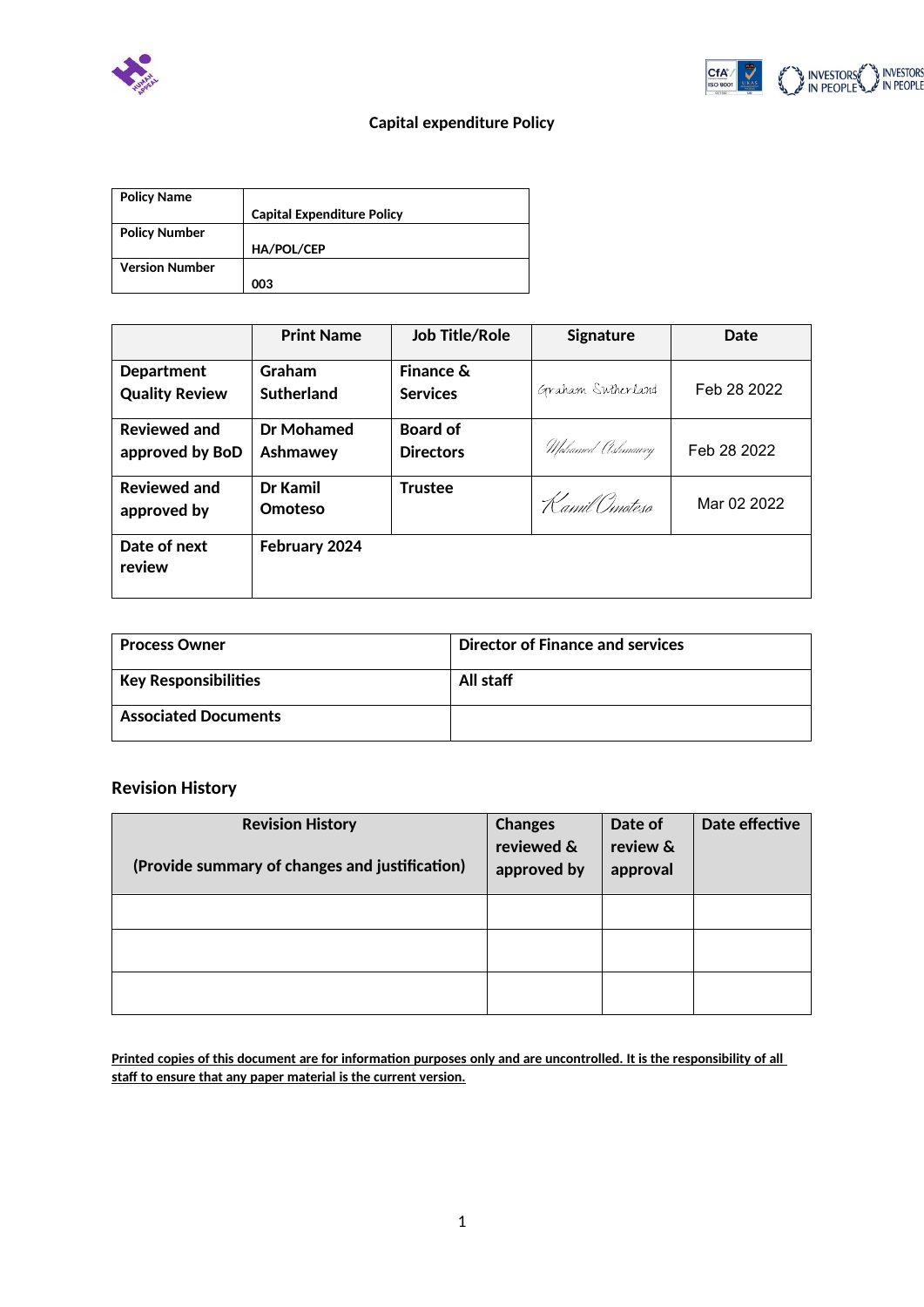# Capital expenditure Policy

| Policy Name | Capital Expenditure Policy |
|---|---|
| Policy Number | HA/POL/CEP |
| Version Number | 003 |

| | Print Name | Job Title/Role | Signature | Date |
|---|---|---|---|---|
| Department Quality Review | Graham Sutherland | Finance & Services | Graham Sutherland | Feb 28 2022 |
| Reviewed and approved by BoD | Dr Mohamed Ashmawey | Board of Directors | Mohamed Ashmawey | Feb 28 2022 |
| Reviewed and approved by | Dr Kamil Omoteso | Trustee | Kamil Omoteso | Mar 02 2022 |
| Date of next review | February 2024 | | | |

| Process Owner | Director of Finance and services |
|---|---|
| Key Responsibilities | All staff |
| Associated Documents | |

## Revision History

| Revision History<br><br>(Provide summary of changes and justification) | Changes reviewed & approved by | Date of review & approval | Date effective |
|---|---|---|---|
| | | | |
| | | | |
| | | | |

**Printed copies of this document are for information purposes only and are uncontrolled. It is the responsibility of all staff to ensure that any paper material is the current version.**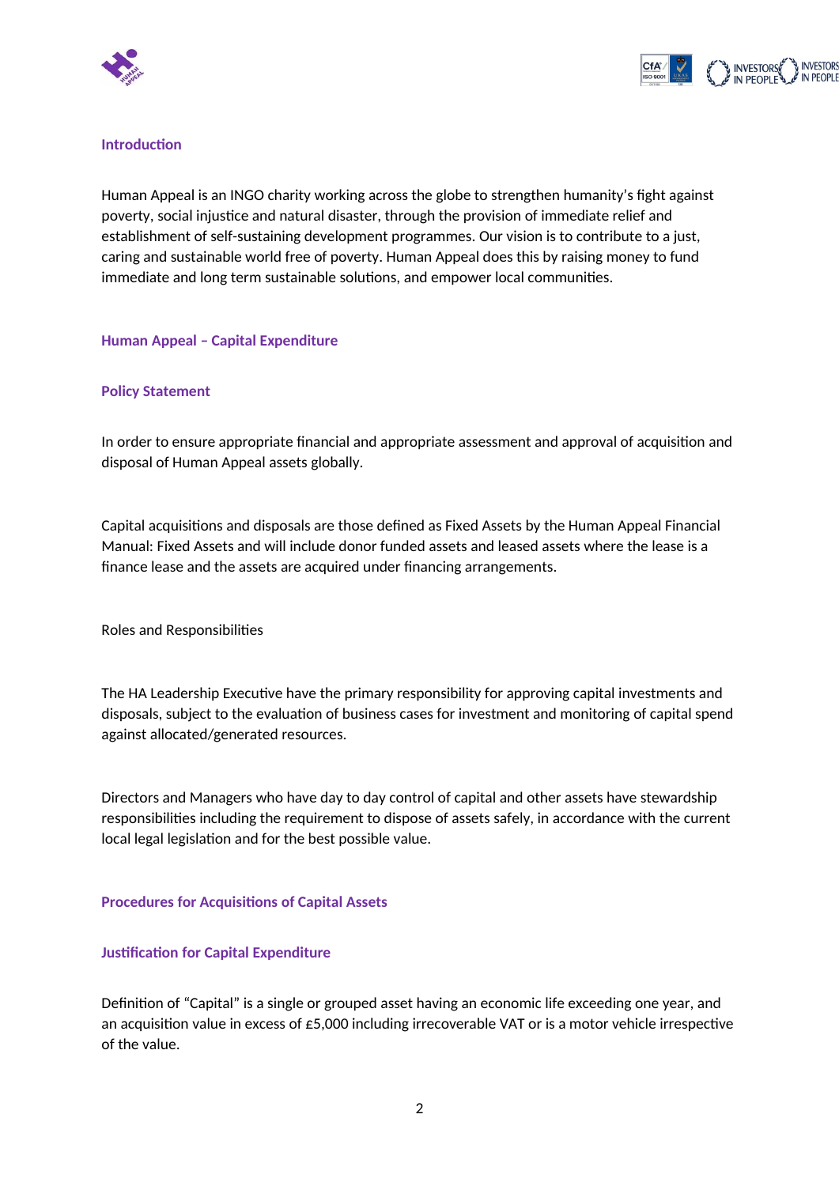## Introduction

Human Appeal is an INGO charity working across the globe to strengthen humanity's fight against poverty, social injustice and natural disaster, through the provision of immediate relief and establishment of self-sustaining development programmes. Our vision is to contribute to a just, caring and sustainable world free of poverty. Human Appeal does this by raising money to fund immediate and long term sustainable solutions, and empower local communities.

## Human Appeal – Capital Expenditure

### Policy Statement

In order to ensure appropriate financial and appropriate assessment and approval of acquisition and disposal of Human Appeal assets globally.

Capital acquisitions and disposals are those defined as Fixed Assets by the Human Appeal Financial Manual: Fixed Assets and will include donor funded assets and leased assets where the lease is a finance lease and the assets are acquired under financing arrangements.

Roles and Responsibilities

The HA Leadership Executive have the primary responsibility for approving capital investments and disposals, subject to the evaluation of business cases for investment and monitoring of capital spend against allocated/generated resources.

Directors and Managers who have day to day control of capital and other assets have stewardship responsibilities including the requirement to dispose of assets safely, in accordance with the current local legal legislation and for the best possible value.

### Procedures for Acquisitions of Capital Assets

### Justification for Capital Expenditure

Definition of "Capital" is a single or grouped asset having an economic life exceeding one year, and an acquisition value in excess of £5,000 including irrecoverable VAT or is a motor vehicle irrespective of the value.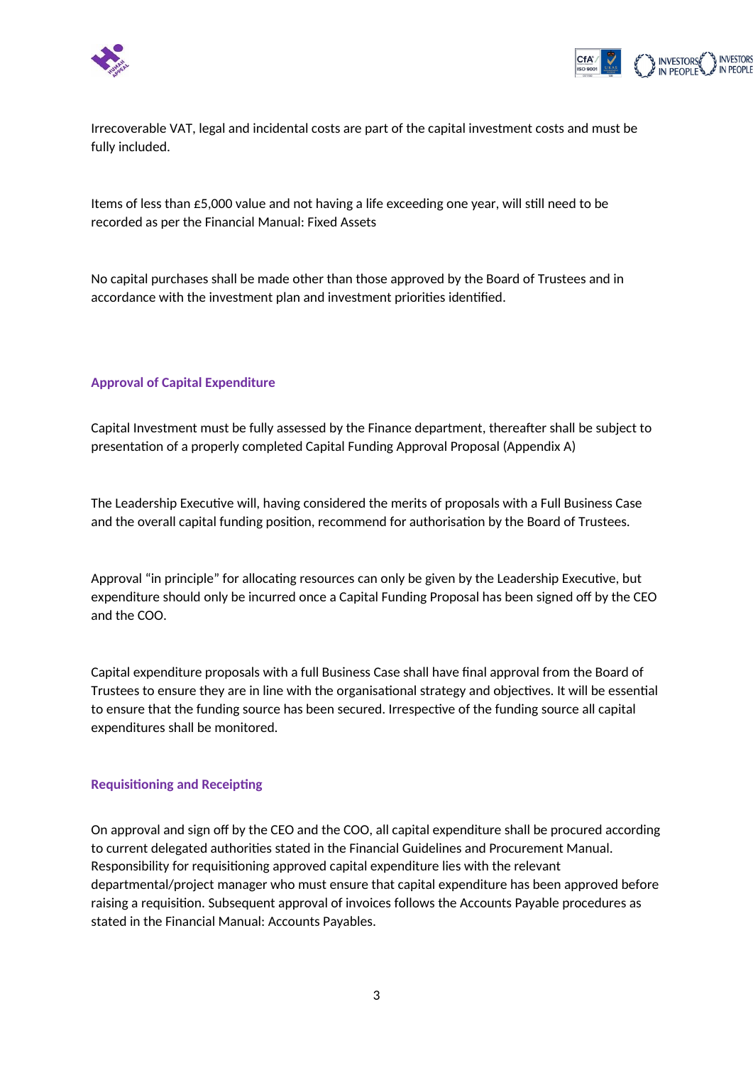Irrecoverable VAT, legal and incidental costs are part of the capital investment costs and must be fully included.

Items of less than £5,000 value and not having a life exceeding one year, will still need to be recorded as per the Financial Manual: Fixed Assets

No capital purchases shall be made other than those approved by the Board of Trustees and in accordance with the investment plan and investment priorities identified.

## Approval of Capital Expenditure

Capital Investment must be fully assessed by the Finance department, thereafter shall be subject to presentation of a properly completed Capital Funding Approval Proposal (Appendix A)

The Leadership Executive will, having considered the merits of proposals with a Full Business Case and the overall capital funding position, recommend for authorisation by the Board of Trustees.

Approval "in principle" for allocating resources can only be given by the Leadership Executive, but expenditure should only be incurred once a Capital Funding Proposal has been signed off by the CEO and the COO.

Capital expenditure proposals with a full Business Case shall have final approval from the Board of Trustees to ensure they are in line with the organisational strategy and objectives. It will be essential to ensure that the funding source has been secured. Irrespective of the funding source all capital expenditures shall be monitored.

## Requisitioning and Receipting

On approval and sign off by the CEO and the COO, all capital expenditure shall be procured according to current delegated authorities stated in the Financial Guidelines and Procurement Manual. Responsibility for requisitioning approved capital expenditure lies with the relevant departmental/project manager who must ensure that capital expenditure has been approved before raising a requisition. Subsequent approval of invoices follows the Accounts Payable procedures as stated in the Financial Manual: Accounts Payables.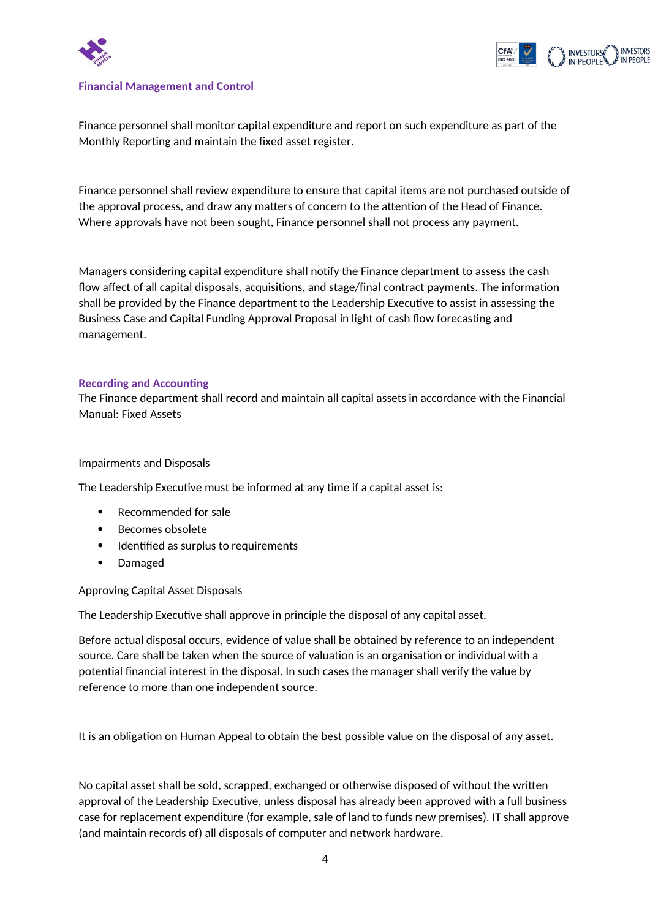### Financial Management and Control

Finance personnel shall monitor capital expenditure and report on such expenditure as part of the Monthly Reporting and maintain the fixed asset register.

Finance personnel shall review expenditure to ensure that capital items are not purchased outside of the approval process, and draw any matters of concern to the attention of the Head of Finance. Where approvals have not been sought, Finance personnel shall not process any payment.

Managers considering capital expenditure shall notify the Finance department to assess the cash flow affect of all capital disposals, acquisitions, and stage/final contract payments. The information shall be provided by the Finance department to the Leadership Executive to assist in assessing the Business Case and Capital Funding Approval Proposal in light of cash flow forecasting and management.

### Recording and Accounting

The Finance department shall record and maintain all capital assets in accordance with the Financial Manual: Fixed Assets

Impairments and Disposals

The Leadership Executive must be informed at any time if a capital asset is:

- Recommended for sale
- Becomes obsolete
- Identified as surplus to requirements
- Damaged

Approving Capital Asset Disposals

The Leadership Executive shall approve in principle the disposal of any capital asset.

Before actual disposal occurs, evidence of value shall be obtained by reference to an independent source. Care shall be taken when the source of valuation is an organisation or individual with a potential financial interest in the disposal. In such cases the manager shall verify the value by reference to more than one independent source.

It is an obligation on Human Appeal to obtain the best possible value on the disposal of any asset.

No capital asset shall be sold, scrapped, exchanged or otherwise disposed of without the written approval of the Leadership Executive, unless disposal has already been approved with a full business case for replacement expenditure (for example, sale of land to funds new premises). IT shall approve (and maintain records of) all disposals of computer and network hardware.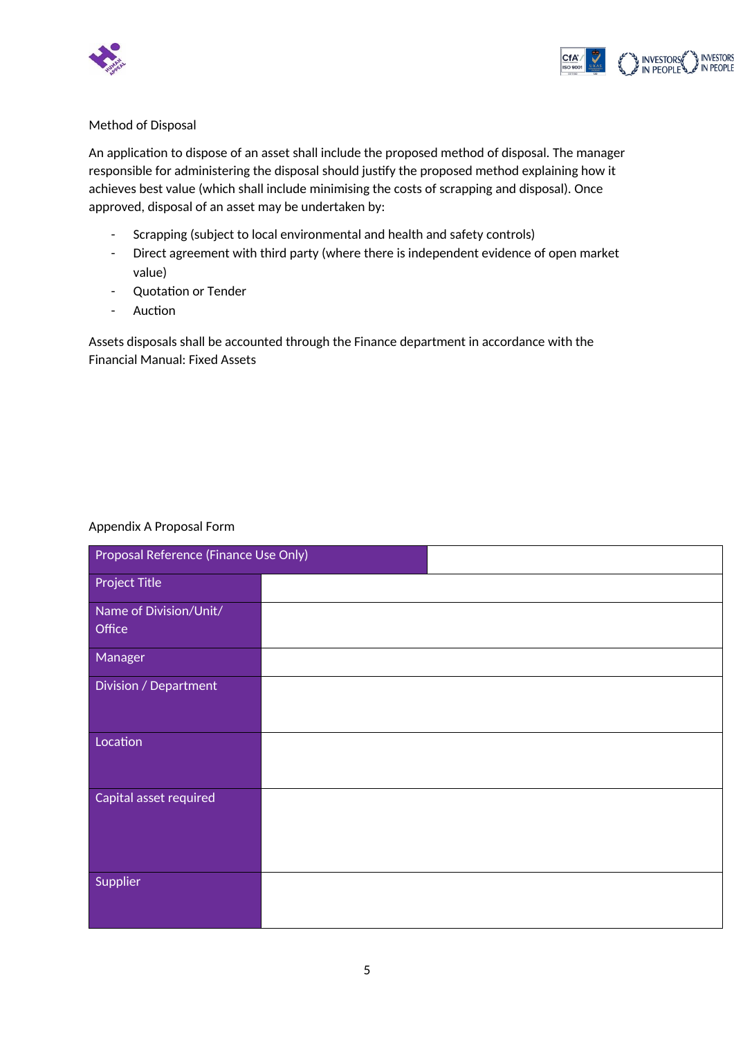Method of Disposal

An application to dispose of an asset shall include the proposed method of disposal. The manager responsible for administering the disposal should justify the proposed method explaining how it achieves best value (which shall include minimising the costs of scrapping and disposal). Once approved, disposal of an asset may be undertaken by:

- Scrapping (subject to local environmental and health and safety controls)
- Direct agreement with third party (where there is independent evidence of open market value)
- Quotation or Tender
- Auction

Assets disposals shall be accounted through the Finance department in accordance with the Financial Manual: Fixed Assets

Appendix A Proposal Form

| Proposal Reference (Finance Use Only) | |
|---|---|
| Project Title | |
| Name of Division/Unit/ Office | |
| Manager | |
| Division / Department | |
| Location | |
| Capital asset required | |
| Supplier | |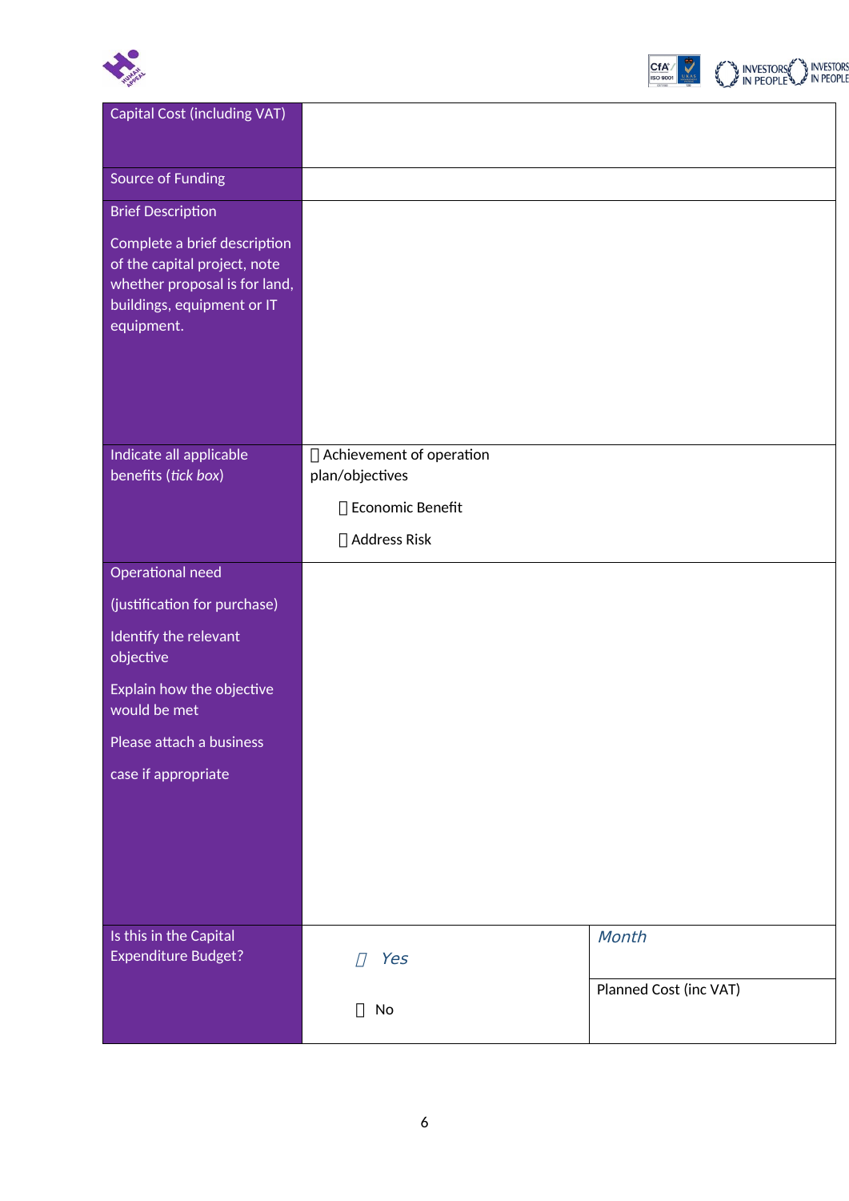| | | |
|---|---|---|
| Capital Cost (including VAT) | | |
| Source of Funding | | |
| Brief Description<br><br>Complete a brief description of the capital project, note whether proposal is for land, buildings, equipment or IT equipment. | | |
| Indicate all applicable benefits (*tick box*) | ☐ Achievement of operation plan/objectives<br><br>☐ Economic Benefit<br><br>☐ Address Risk | |
| Operational need<br><br>(justification for purchase)<br><br>Identify the relevant objective<br><br>Explain how the objective would be met<br><br>Please attach a business<br><br>case if appropriate | | |
| Is this in the Capital Expenditure Budget? | ☐ *Yes*<br><br>☐ No | *Month*<br><br>Planned Cost (inc VAT) |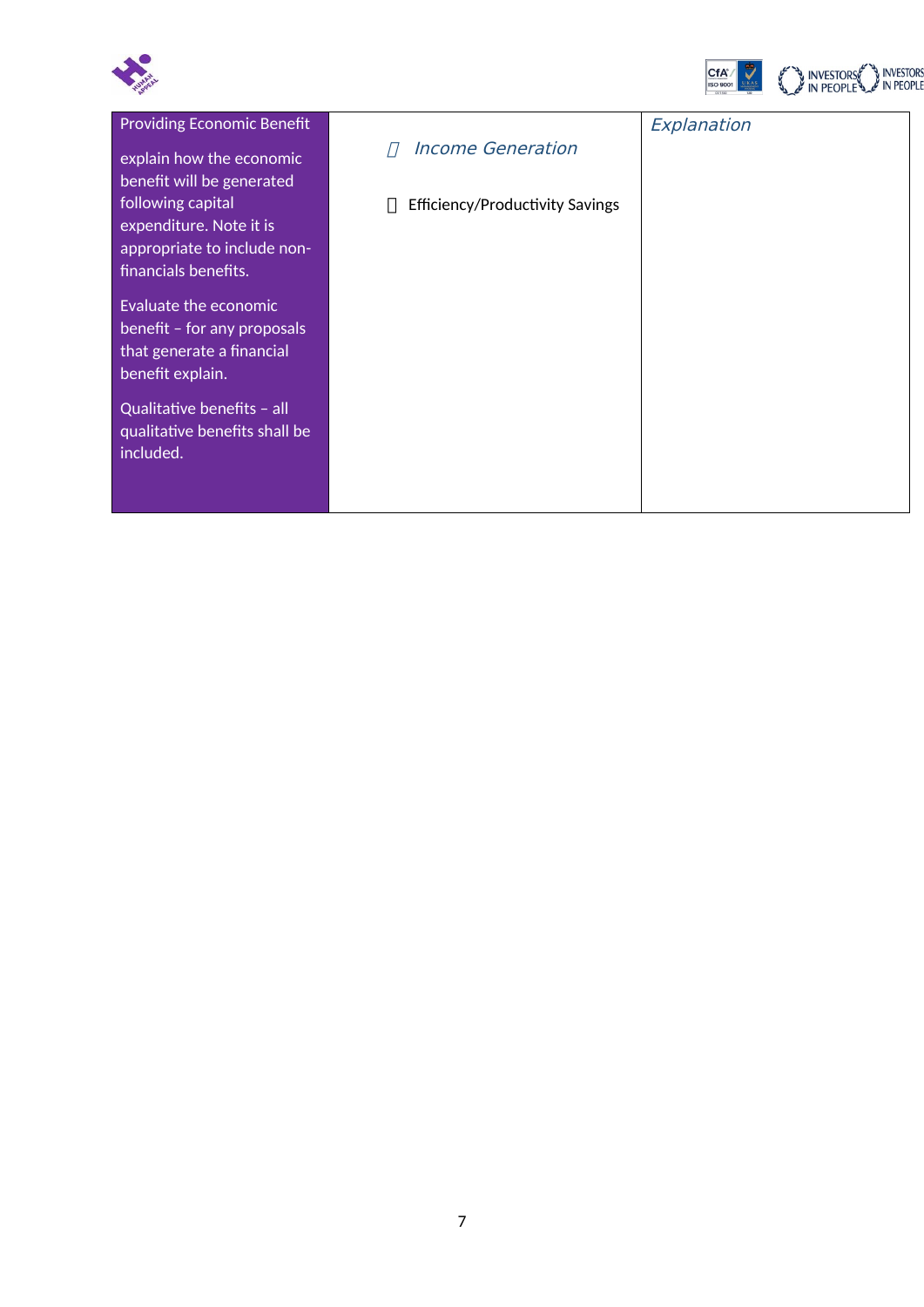| Providing Economic Benefit<br><br>explain how the economic benefit will be generated following capital expenditure. Note it is appropriate to include non-financials benefits.<br><br>Evaluate the economic benefit – for any proposals that generate a financial benefit explain.<br><br>Qualitative benefits – all qualitative benefits shall be included. | ☐ *Income Generation*<br><br>☐ Efficiency/Productivity Savings | *Explanation* |
|---|---|---|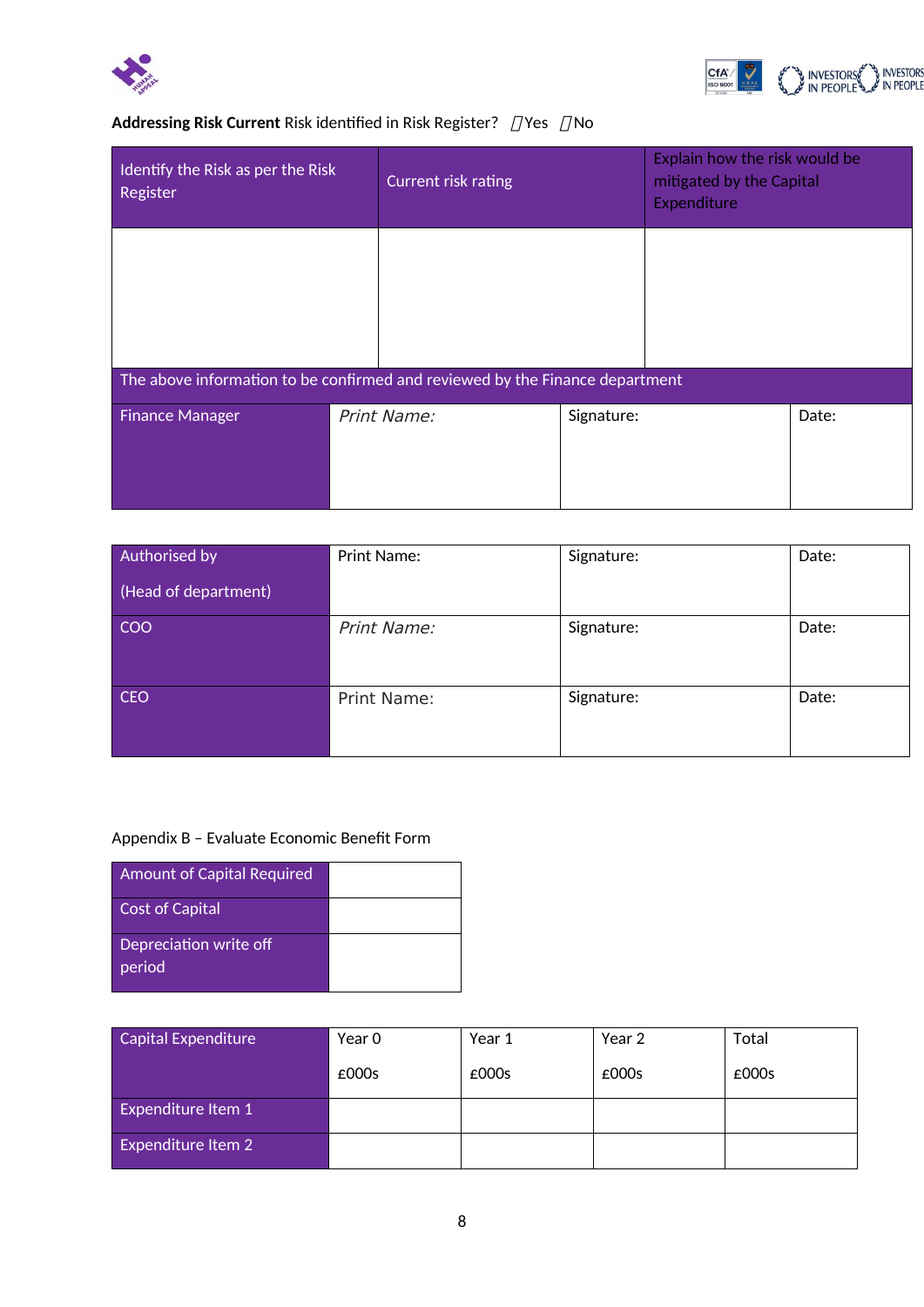**Addressing Risk Current** Risk identified in Risk Register? ☐Yes ☐No

| Identify the Risk as per the Risk Register | Current risk rating | Explain how the risk would be mitigated by the Capital Expenditure |
|---|---|---|
| | | |

| The above information to be confirmed and reviewed by the Finance department | | | |
|---|---|---|---|
| Finance Manager | *Print Name:* | Signature: | Date: |

| Authorised by (Head of department) | Print Name: | Signature: | Date: |
|---|---|---|---|
| COO | *Print Name:* | Signature: | Date: |
| CEO | Print Name: | Signature: | Date: |

Appendix B – Evaluate Economic Benefit Form

| Amount of Capital Required | |
|---|---|
| Cost of Capital | |
| Depreciation write off period | |

| Capital Expenditure | Year 0 £000s | Year 1 £000s | Year 2 £000s | Total £000s |
|---|---|---|---|---|
| Expenditure Item 1 | | | | |
| Expenditure Item 2 | | | | |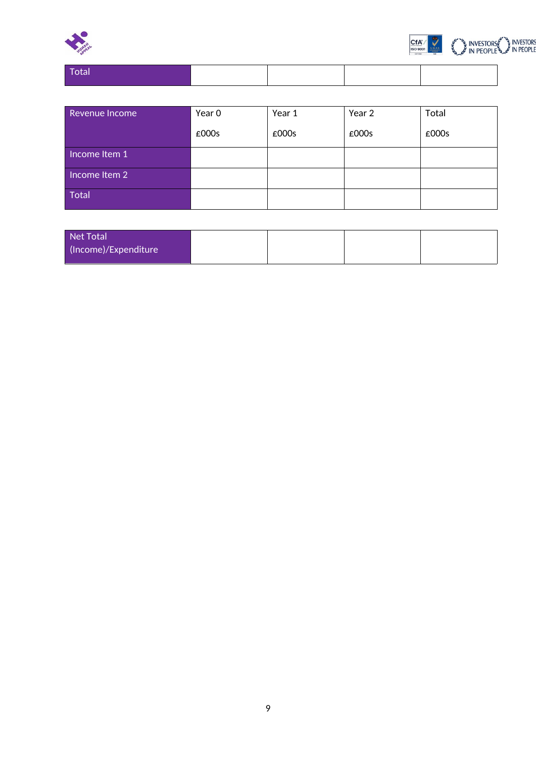| Total | | | | |
|---|---|---|---|---|

| Revenue Income | Year 0<br><br>£000s | Year 1<br><br>£000s | Year 2<br><br>£000s | Total<br><br>£000s |
|---|---|---|---|---|
| Income Item 1 | | | | |
| Income Item 2 | | | | |
| Total | | | | |

| Net Total (Income)/Expenditure | | | | |
|---|---|---|---|---|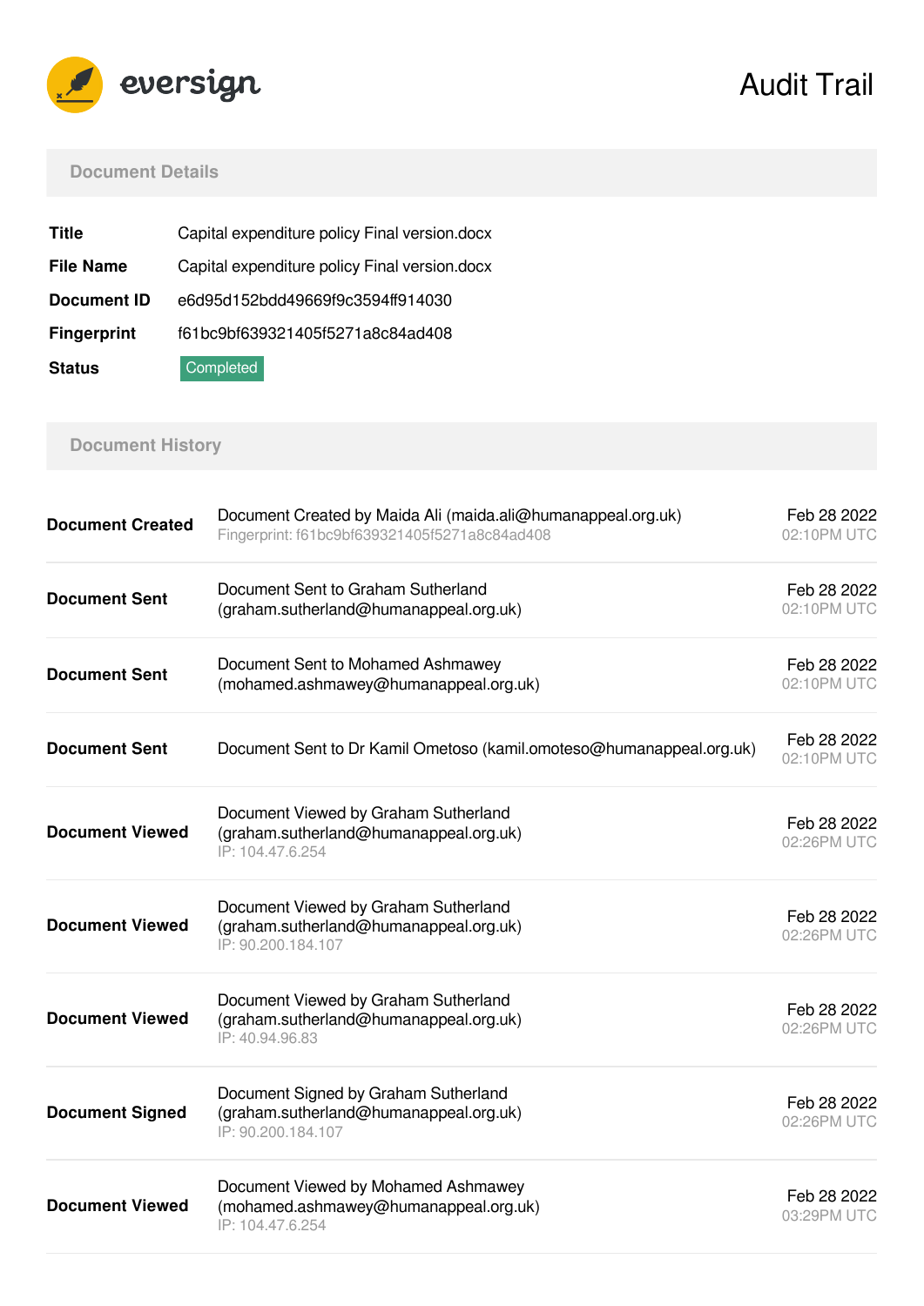eversign

# Audit Trail

## Document Details

| | |
|---|---|
| **Title** | Capital expenditure policy Final version.docx |
| **File Name** | Capital expenditure policy Final version.docx |
| **Document ID** | e6d95d152bdd49669f9c3594ff914030 |
| **Fingerprint** | f61bc9bf639321405f5271a8c84ad408 |
| **Status** | Completed |

## Document History

| | | |
|---|---|---|
| **Document Created** | Document Created by Maida Ali (maida.ali@humanappeal.org.uk)<br>Fingerprint: f61bc9bf639321405f5271a8c84ad408 | Feb 28 2022<br>02:10PM UTC |
| **Document Sent** | Document Sent to Graham Sutherland (graham.sutherland@humanappeal.org.uk) | Feb 28 2022<br>02:10PM UTC |
| **Document Sent** | Document Sent to Mohamed Ashmawey (mohamed.ashmawey@humanappeal.org.uk) | Feb 28 2022<br>02:10PM UTC |
| **Document Sent** | Document Sent to Dr Kamil Ometoso (kamil.omoteso@humanappeal.org.uk) | Feb 28 2022<br>02:10PM UTC |
| **Document Viewed** | Document Viewed by Graham Sutherland (graham.sutherland@humanappeal.org.uk)<br>IP: 104.47.6.254 | Feb 28 2022<br>02:26PM UTC |
| **Document Viewed** | Document Viewed by Graham Sutherland (graham.sutherland@humanappeal.org.uk)<br>IP: 90.200.184.107 | Feb 28 2022<br>02:26PM UTC |
| **Document Viewed** | Document Viewed by Graham Sutherland (graham.sutherland@humanappeal.org.uk)<br>IP: 40.94.96.83 | Feb 28 2022<br>02:26PM UTC |
| **Document Signed** | Document Signed by Graham Sutherland (graham.sutherland@humanappeal.org.uk)<br>IP: 90.200.184.107 | Feb 28 2022<br>02:26PM UTC |
| **Document Viewed** | Document Viewed by Mohamed Ashmawey (mohamed.ashmawey@humanappeal.org.uk)<br>IP: 104.47.6.254 | Feb 28 2022<br>03:29PM UTC |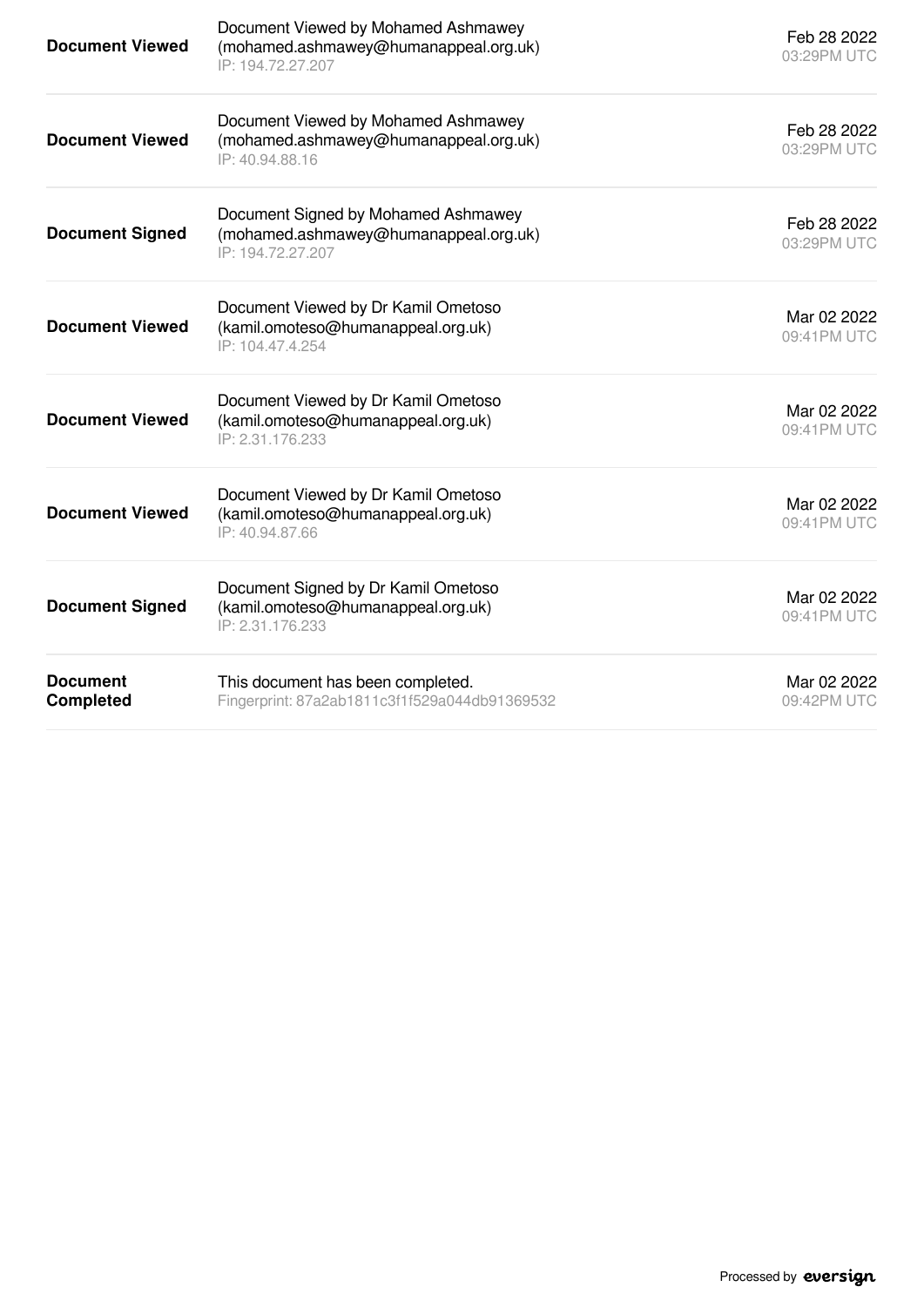| | | |
|---|---|---|
| **Document Viewed** | Document Viewed by Mohamed Ashmawey (mohamed.ashmawey@humanappeal.org.uk) IP: 194.72.27.207 | Feb 28 2022 03:29PM UTC |
| **Document Viewed** | Document Viewed by Mohamed Ashmawey (mohamed.ashmawey@humanappeal.org.uk) IP: 40.94.88.16 | Feb 28 2022 03:29PM UTC |
| **Document Signed** | Document Signed by Mohamed Ashmawey (mohamed.ashmawey@humanappeal.org.uk) IP: 194.72.27.207 | Feb 28 2022 03:29PM UTC |
| **Document Viewed** | Document Viewed by Dr Kamil Ometoso (kamil.omoteso@humanappeal.org.uk) IP: 104.47.4.254 | Mar 02 2022 09:41PM UTC |
| **Document Viewed** | Document Viewed by Dr Kamil Ometoso (kamil.omoteso@humanappeal.org.uk) IP: 2.31.176.233 | Mar 02 2022 09:41PM UTC |
| **Document Viewed** | Document Viewed by Dr Kamil Ometoso (kamil.omoteso@humanappeal.org.uk) IP: 40.94.87.66 | Mar 02 2022 09:41PM UTC |
| **Document Signed** | Document Signed by Dr Kamil Ometoso (kamil.omoteso@humanappeal.org.uk) IP: 2.31.176.233 | Mar 02 2022 09:41PM UTC |
| **Document Completed** | This document has been completed. Fingerprint: 87a2ab1811c3f1f529a044db91369532 | Mar 02 2022 09:42PM UTC |

Processed by eversign